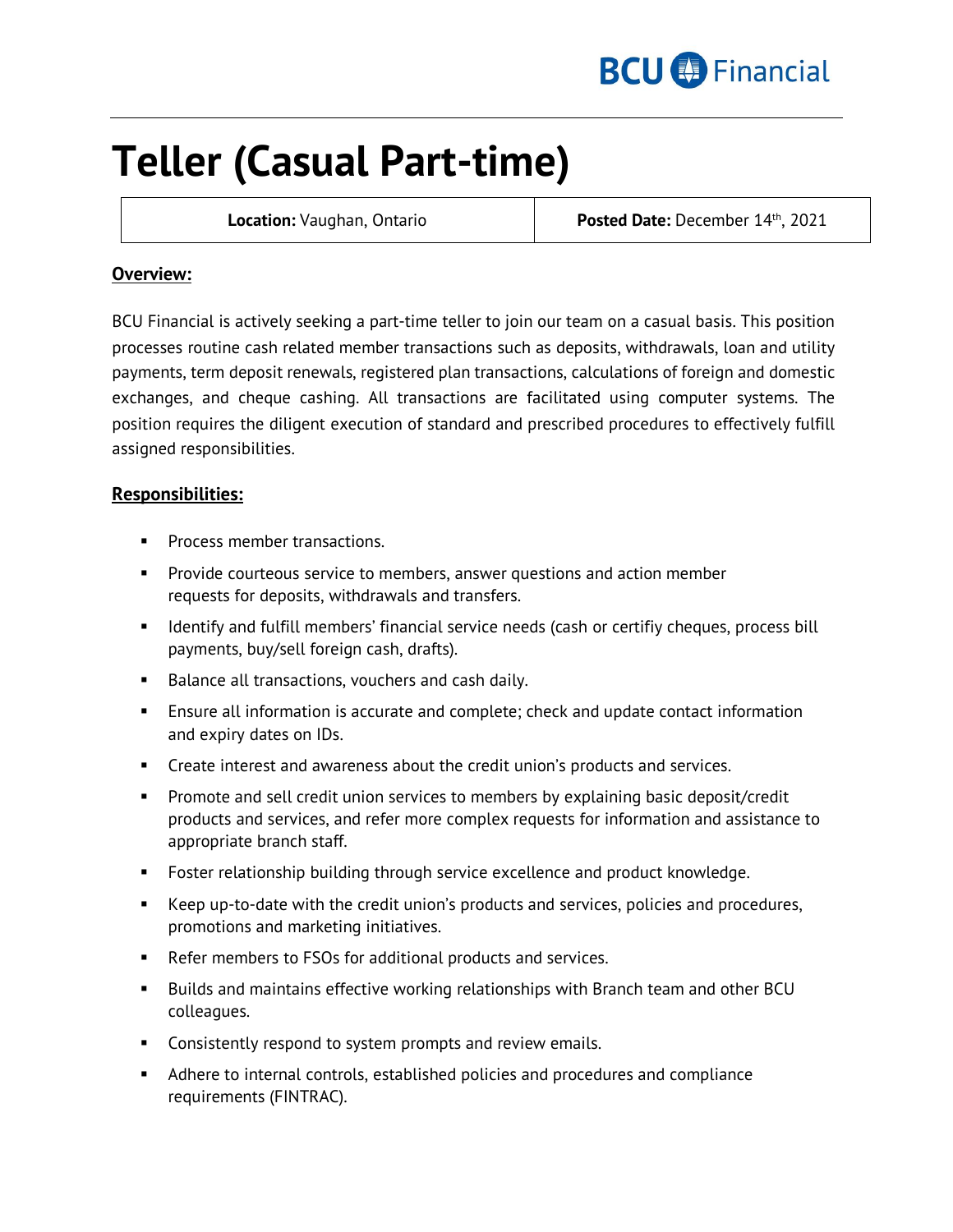BCU Financial

# Teller (Casual Part-time)

| **Location:** Vaughan, Ontario | **Posted Date:** December 14th, 2021 |
|---|---|

## Overview:

BCU Financial is actively seeking a part-time teller to join our team on a casual basis. This position processes routine cash related member transactions such as deposits, withdrawals, loan and utility payments, term deposit renewals, registered plan transactions, calculations of foreign and domestic exchanges, and cheque cashing. All transactions are facilitated using computer systems. The position requires the diligent execution of standard and prescribed procedures to effectively fulfill assigned responsibilities.

## Responsibilities:

- Process member transactions.
- Provide courteous service to members, answer questions and action member requests for deposits, withdrawals and transfers.
- Identify and fulfill members' financial service needs (cash or certifiy cheques, process bill payments, buy/sell foreign cash, drafts).
- Balance all transactions, vouchers and cash daily.
- Ensure all information is accurate and complete; check and update contact information and expiry dates on IDs.
- Create interest and awareness about the credit union's products and services.
- Promote and sell credit union services to members by explaining basic deposit/credit products and services, and refer more complex requests for information and assistance to appropriate branch staff.
- Foster relationship building through service excellence and product knowledge.
- Keep up-to-date with the credit union's products and services, policies and procedures, promotions and marketing initiatives.
- Refer members to FSOs for additional products and services.
- Builds and maintains effective working relationships with Branch team and other BCU colleagues.
- Consistently respond to system prompts and review emails.
- Adhere to internal controls, established policies and procedures and compliance requirements (FINTRAC).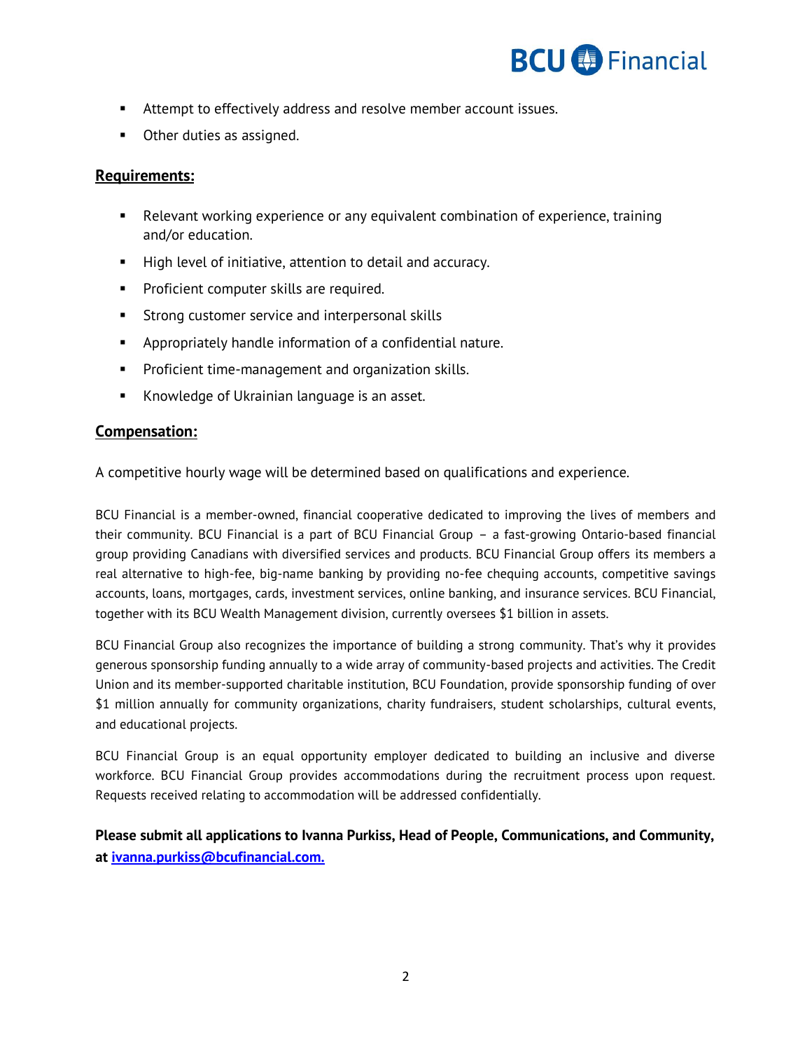- Attempt to effectively address and resolve member account issues.
- Other duties as assigned.

## Requirements:

- Relevant working experience or any equivalent combination of experience, training and/or education.
- High level of initiative, attention to detail and accuracy.
- Proficient computer skills are required.
- Strong customer service and interpersonal skills
- Appropriately handle information of a confidential nature.
- Proficient time-management and organization skills.
- Knowledge of Ukrainian language is an asset.

## Compensation:

A competitive hourly wage will be determined based on qualifications and experience.

BCU Financial is a member-owned, financial cooperative dedicated to improving the lives of members and their community. BCU Financial is a part of BCU Financial Group – a fast-growing Ontario-based financial group providing Canadians with diversified services and products. BCU Financial Group offers its members a real alternative to high-fee, big-name banking by providing no-fee chequing accounts, competitive savings accounts, loans, mortgages, cards, investment services, online banking, and insurance services. BCU Financial, together with its BCU Wealth Management division, currently oversees $1 billion in assets.

BCU Financial Group also recognizes the importance of building a strong community. That's why it provides generous sponsorship funding annually to a wide array of community-based projects and activities. The Credit Union and its member-supported charitable institution, BCU Foundation, provide sponsorship funding of over $1 million annually for community organizations, charity fundraisers, student scholarships, cultural events, and educational projects.

BCU Financial Group is an equal opportunity employer dedicated to building an inclusive and diverse workforce. BCU Financial Group provides accommodations during the recruitment process upon request. Requests received relating to accommodation will be addressed confidentially.

**Please submit all applications to Ivanna Purkiss, Head of People, Communications, and Community, at [ivanna.purkiss@bcufinancial.com.](mailto:ivanna.purkiss@bcufinancial.com)**